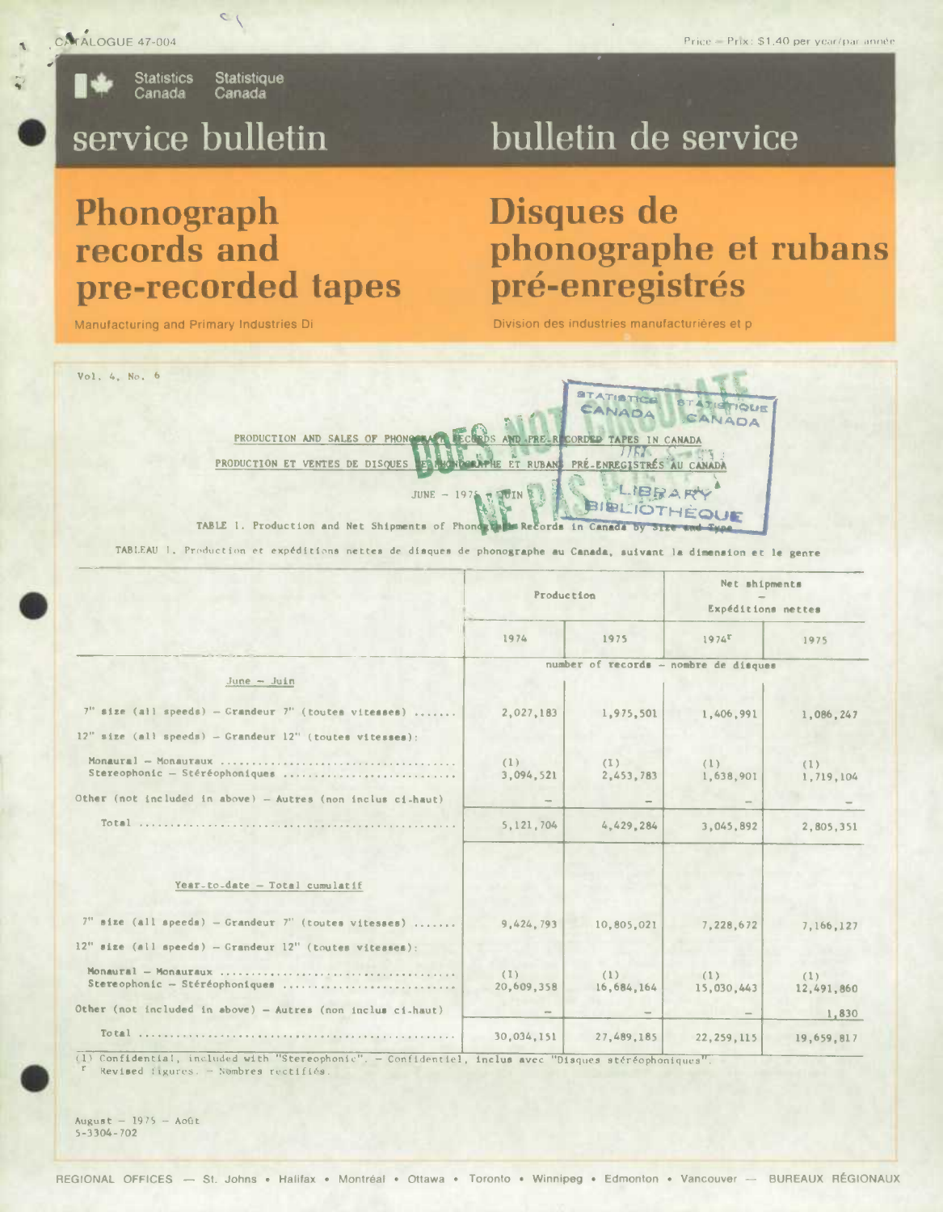CATALOGUE 47-004

Price — Prix: $1.40 per year/par année

Statistics Canada Statistique Canada

# service bulletin

# bulletin de service

# Phonograph records and pre-recorded tapes

# Disques de phonographe et rubans pré-enregistrés

Manufacturing and Primary Industries Di

Division des industries manufacturières et p

Vol. 4, No. 6

PRODUCTION AND SALES OF PHONOGRAPH RECORDS AND PRE-RECORDED TAPES IN CANADA

PRODUCTION ET VENTES DE DISQUES DE PHONOGRAPHE ET RUBANS PRÉ-ENREGISTRÉS AU CANADA

JUNE – 1975 – JUIN

TABLE 1. Production and Net Shipments of Phonograph Records in Canada by Size and Type

TABLEAU 1. Production et expéditions nettes de disques de phonographe au Canada, suivant la dimension et le genre

| | Production | | Net shipments – Expéditions nettes | |
|---|---|---|---|---|
| | 1974 | 1975 | 1974[r] | 1975 |
| | number of records – nombre de disques | | | |
| **June – Juin** | | | | |
| 7" size (all speeds) – Grandeur 7" (toutes vitesses) | 2,027,183 | 1,975,501 | 1,406,991 | 1,086,247 |
| 12" size (all speeds) – Grandeur 12" (toutes vitesses): | | | | |
| Monaural – Monauraux | (1) | (1) | (1) | (1) |
| Stereophonic – Stéréophoniques | 3,094,521 | 2,453,783 | 1,638,901 | 1,719,104 |
| Other (not included in above) – Autres (non inclus ci-haut) | – | – | – | – |
| Total | 5,121,704 | 4,429,284 | 3,045,892 | 2,805,351 |
| **Year-to-date – Total cumulatif** | | | | |
| 7" size (all speeds) – Grandeur 7" (toutes vitesses) | 9,424,793 | 10,805,021 | 7,228,672 | 7,166,127 |
| 12" size (all speeds) – Grandeur 12" (toutes vitesses): | | | | |
| Monaural – Monauraux | (1) | (1) | (1) | (1) |
| Stereophonic – Stéréophoniques | 20,609,358 | 16,684,164 | 15,030,443 | 12,491,860 |
| Other (not included in above) – Autres (non inclus ci-haut) | – | – | – | 1,830 |
| Total | 30,034,151 | 27,489,185 | 22,259,115 | 19,659,817 |

(1) Confidential, included with "Stereophonic". – Confidentiel, inclus avec "Disques stéréophoniques".
[r] Revised figures. – Nombres rectifiés.

August – 1975 – Août
5-3304-702

REGIONAL OFFICES — St. Johns • Halifax • Montréal • Ottawa • Toronto • Winnipeg • Edmonton • Vancouver — BUREAUX RÉGIONAUX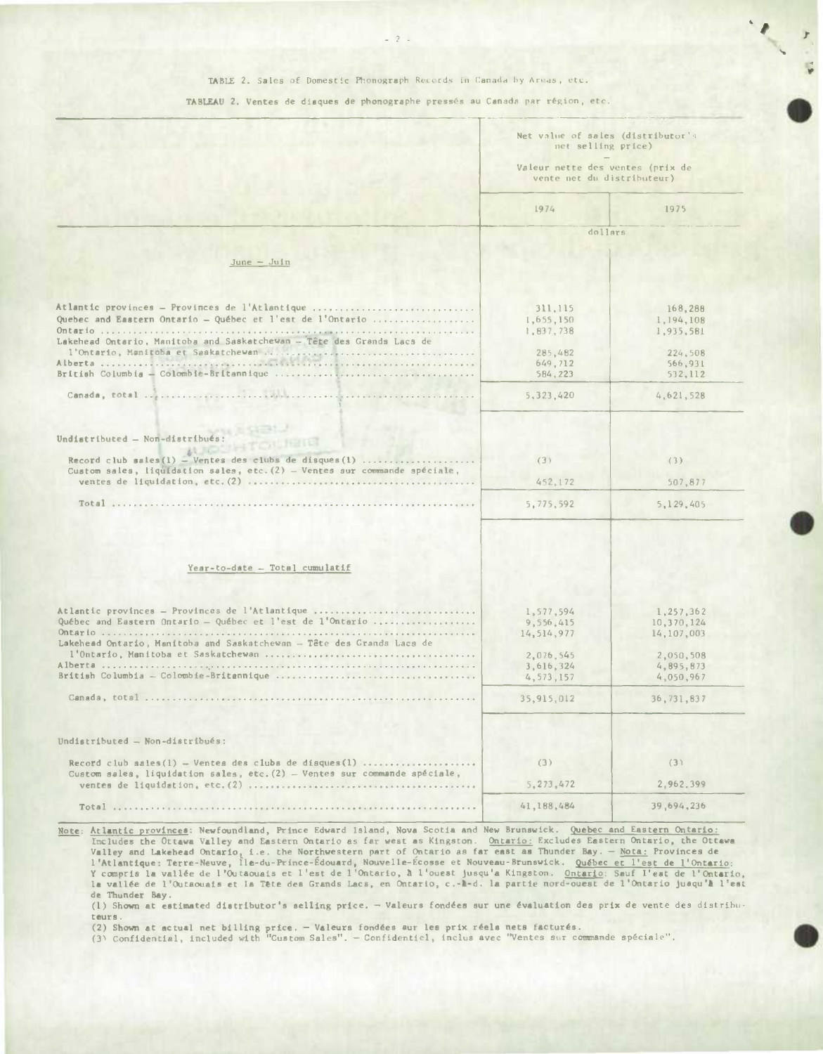TABLE 2. Sales of Domestic Phonograph Records in Canada by Areas, etc.

TABLEAU 2. Ventes de disques de phonographe pressés au Canada par région, etc.

| | Net value of sales (distributor's net selling price) — Valeur nette des ventes (prix de vente net du distributeur) | |
|---|---|---|
| | 1974 | 1975 |
| | dollars | |
| **June — Juin** | | |
| Atlantic provinces — Provinces de l'Atlantique | 311,115 | 168,288 |
| Quebec and Eastern Ontario — Québec et l'est de l'Ontario | 1,655,150 | 1,194,108 |
| Ontario | 1,837,738 | 1,935,581 |
| Lakehead Ontario, Manitoba and Saskatchewan — Tête des Grands Lacs de l'Ontario, Manitoba et Saskatchewan | 285,482 | 224,508 |
| Alberta | 649,712 | 566,931 |
| British Columbia — Colombie-Britannique | 584,223 | 532,112 |
| Canada, total | 5,323,420 | 4,621,528 |
| Undistributed — Non-distribués: | | |
| Record club sales(1) — Ventes des clubs de disques(1) | (3) | (3) |
| Custom sales, liquidation sales, etc.(2) — Ventes sur commande spéciale, ventes de liquidation, etc.(2) | 452,172 | 507,877 |
| Total | 5,775,592 | 5,129,405 |
| **Year-to-date — Total cumulatif** | | |
| Atlantic provinces — Provinces de l'Atlantique | 1,577,594 | 1,257,362 |
| Québec and Eastern Ontario — Québec et l'est de l'Ontario | 9,556,415 | 10,370,124 |
| Ontario | 14,514,977 | 14,107,003 |
| Lakehead Ontario, Manitoba and Saskatchewan — Tête des Grands Lacs de l'Ontario, Manitoba et Saskatchewan | 2,076,545 | 2,050,508 |
| Alberta | 3,616,324 | 4,895,873 |
| British Columbia — Colombie-Britannique | 4,573,157 | 4,050,967 |
| Canada, total | 35,915,012 | 36,731,837 |
| Undistributed — Non-distribués: | | |
| Record club sales(1) — Ventes des clubs de disques(1) | (3) | (3) |
| Custom sales, liquidation sales, etc.(2) — Ventes sur commande spéciale, ventes de liquidation, etc.(2) | 5,273,472 | 2,962,399 |
| Total | 41,188,484 | 39,694,236 |

Note: Atlantic provinces: Newfoundland, Prince Edward Island, Nova Scotia and New Brunswick. Quebec and Eastern Ontario: Includes the Ottawa Valley and Eastern Ontario as far west as Kingston. Ontario: Excludes Eastern Ontario, the Ottawa Valley and Lakehead Ontario, i.e. the Northwestern part of Ontario as far east as Thunder Bay. — Nota: Provinces de l'Atlantique: Terre-Neuve, Île-du-Prince-Édouard, Nouvelle-Écosse et Nouveau-Brunswick. Québec et l'est de l'Ontario: Y compris la vallée de l'Outaouais et l'est de l'Ontario, à l'ouest jusqu'à Kingston. Ontario: Sauf l'est de l'Ontario, la vallée de l'Outaouais et la Tête des Grands Lacs, en Ontario, c.-à-d. la partie nord-ouest de l'Ontario jusqu'à l'est de Thunder Bay.

(1) Shown at estimated distributor's selling price. — Valeurs fondées sur une évaluation des prix de vente des distributeurs.

(2) Shown at actual net billing price. — Valeurs fondées sur les prix réels nets facturés.

(3) Confidential, included with "Custom Sales". — Confidentiel, inclus avec "Ventes sur commande spéciale".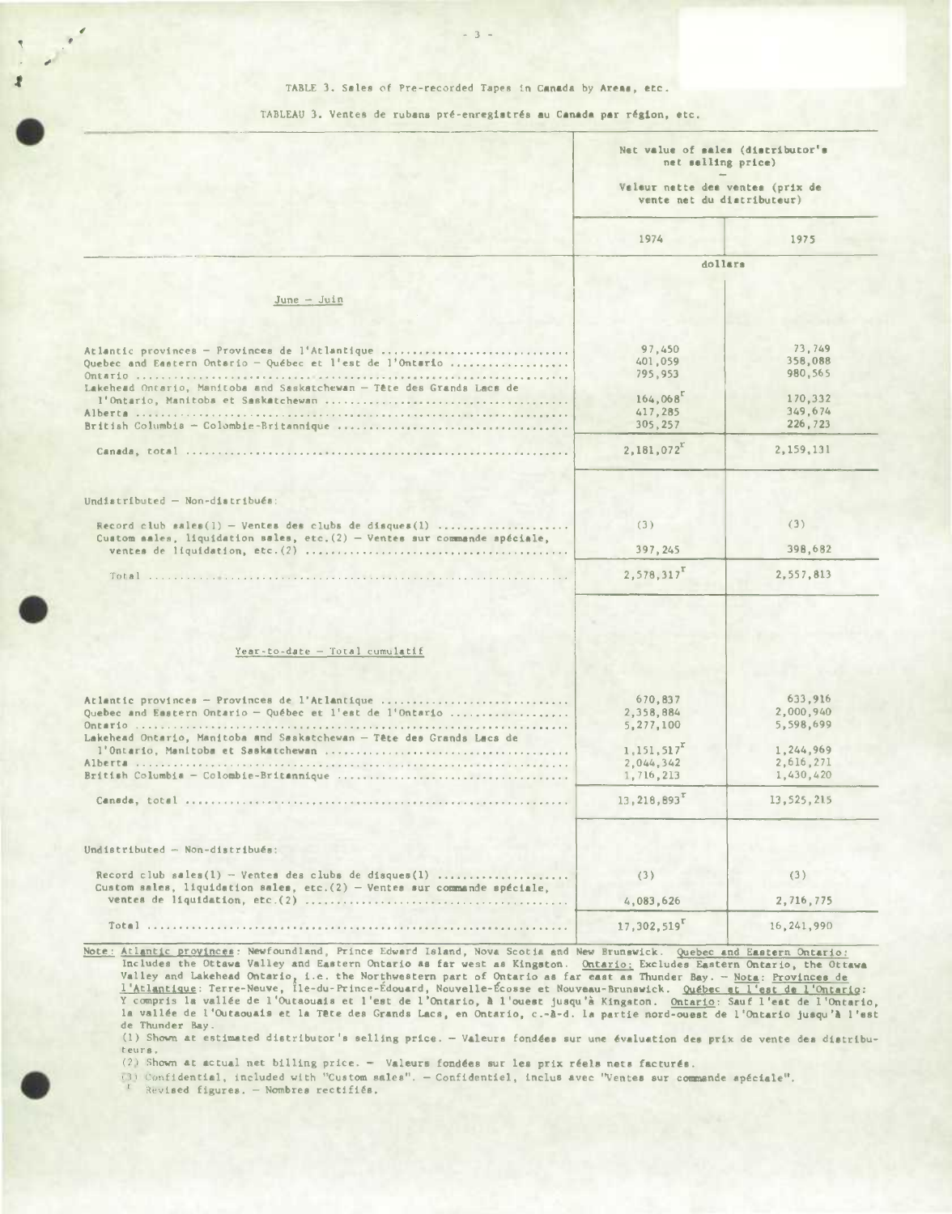TABLE 3. Sales of Pre-recorded Tapes in Canada by Areas, etc.

TABLEAU 3. Ventes de rubans pré-enregistrés au Canada par région, etc.

| | Net value of sales (distributor's net selling price) — Valeur nette des ventes (prix de vente net du distributeur) | |
|---|---|---|
| | 1974 | 1975 |
| | dollars | |
| **June – Juin** | | |
| Atlantic provinces – Provinces de l'Atlantique | 97,450 | 73,749 |
| Quebec and Eastern Ontario – Québec et l'est de l'Ontario | 401,059 | 358,088 |
| Ontario | 795,953 | 980,565 |
| Lakehead Ontario, Manitoba and Saskatchewan – Tête des Grands Lacs de l'Ontario, Manitoba et Saskatchewan | 164,068[r] | 170,332 |
| Alberta | 417,285 | 349,674 |
| British Columbia – Colombie-Britannique | 305,257 | 226,723 |
| Canada, total | 2,181,072[r] | 2,159,131 |
| Undistributed – Non-distribués: | | |
| Record club sales(1) – Ventes des clubs de disques(1) | (3) | (3) |
| Custom sales, liquidation sales, etc.(2) – Ventes sur commande spéciale, ventes de liquidation, etc.(2) | 397,245 | 398,682 |
| Total | 2,578,317[r] | 2,557,813 |
| **Year-to-date – Total cumulatif** | | |
| Atlantic provinces – Provinces de l'Atlantique | 670,837 | 633,916 |
| Quebec and Eastern Ontario – Québec et l'est de l'Ontario | 2,358,884 | 2,000,940 |
| Ontario | 5,277,100 | 5,598,699 |
| Lakehead Ontario, Manitoba and Saskatchewan – Tête des Grands Lacs de l'Ontario, Manitoba et Saskatchewan | 1,151,517[r] | 1,244,969 |
| Alberta | 2,044,342 | 2,616,271 |
| British Columbia – Colombie-Britannique | 1,716,213 | 1,430,420 |
| Canada, total | 13,218,893[r] | 13,525,215 |
| Undistributed – Non-distribués: | | |
| Record club sales(1) – Ventes des clubs de disques(1) | (3) | (3) |
| Custom sales, liquidation sales, etc.(2) – Ventes sur commande spéciale, ventes de liquidation, etc.(2) | 4,083,626 | 2,716,775 |
| Total | 17,302,519[r] | 16,241,990 |

Note: Atlantic provinces: Newfoundland, Prince Edward Island, Nova Scotia and New Brunswick. Quebec and Eastern Ontario: Includes the Ottawa Valley and Eastern Ontario as far west as Kingston. Ontario: Excludes Eastern Ontario, the Ottawa Valley and Lakehead Ontario, i.e. the Northwestern part of Ontario as far east as Thunder Bay. – Nota: Provinces de l'Atlantique: Terre-Neuve, Île-du-Prince-Édouard, Nouvelle-Écosse et Nouveau-Brunswick. Québec et l'est de l'Ontario: Y compris la vallée de l'Outaouais et l'est de l'Ontario, à l'ouest jusqu'à Kingston. Ontario: Sauf l'est de l'Ontario, la vallée de l'Outaouais et la Tête des Grands Lacs, en Ontario, c.-à-d. la partie nord-ouest de l'Ontario jusqu'à l'est de Thunder Bay.

(1) Shown at estimated distributor's selling price. – Valeurs fondées sur une évaluation des prix de vente des distributeurs.

(2) Shown at actual net billing price. – Valeurs fondées sur les prix réels nets facturés.

(3) Confidential, included with "Custom sales". – Confidentiel, inclus avec "Ventes sur commande spéciale".

[r] Revised figures. – Nombres rectifiés.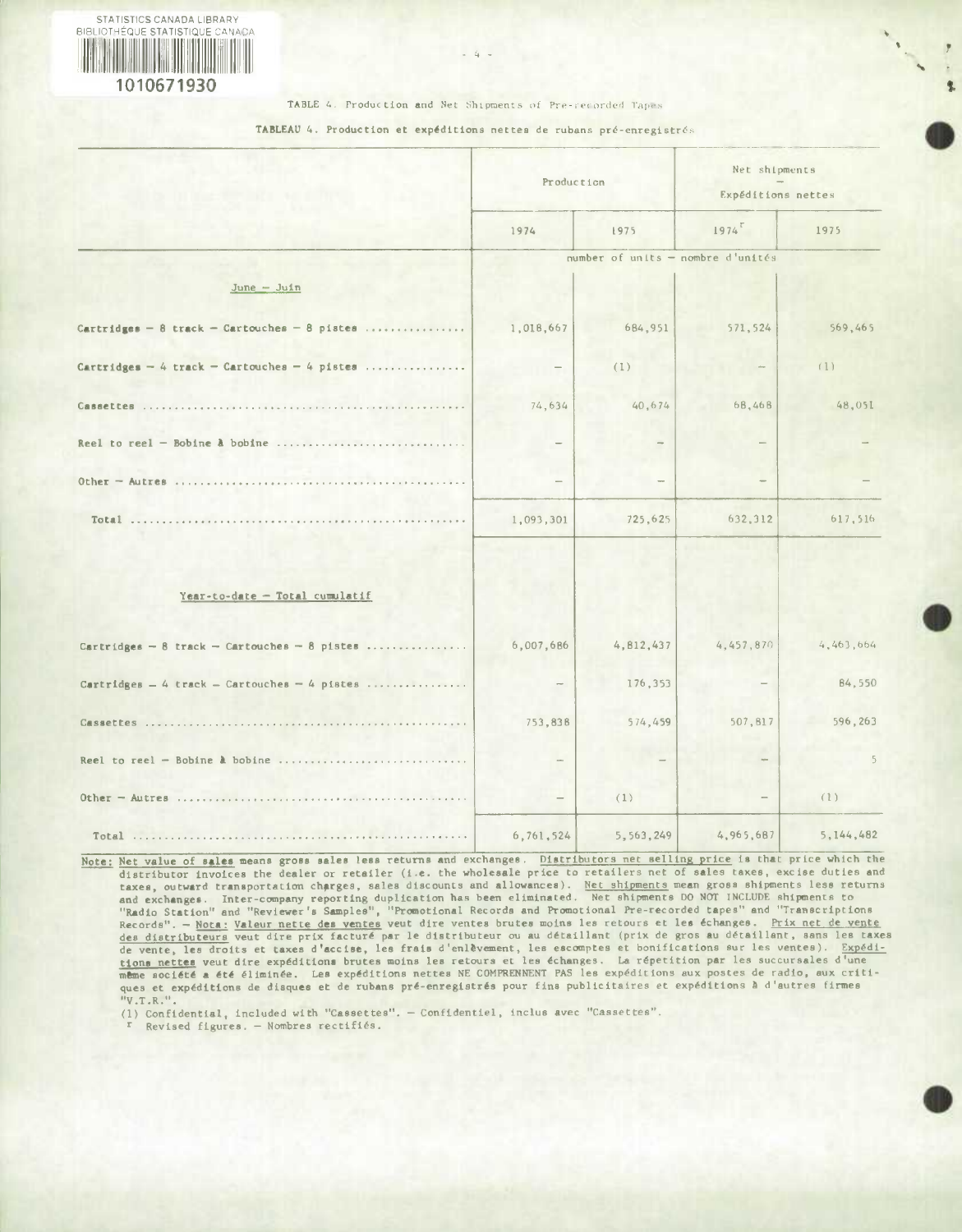TABLE 4. Production and Net Shipments of Pre-recorded Tapes

TABLEAU 4. Production et expéditions nettes de rubans pré-enregistrés

| | Production | | Net shipments — Expéditions nettes | |
|---|---|---|---|---|
| | 1974 | 1975 | 1974[r] | 1975 |
| | number of units — nombre d'unités | | | |
| June — Juin | | | | |
| Cartridges — 8 track — Cartouches — 8 pistes | 1,018,667 | 684,951 | 571,524 | 569,465 |
| Cartridges — 4 track — Cartouches — 4 pistes | – | (1) | – | (1) |
| Cassettes | 74,634 | 40,674 | 68,468 | 48,051 |
| Reel to reel — Bobine à bobine | – | – | – | – |
| Other — Autres | – | – | – | – |
| Total | 1,093,301 | 725,625 | 632,312 | 617,516 |
| Year-to-date — Total cumulatif | | | | |
| Cartridges — 8 track — Cartouches — 8 pistes | 6,007,686 | 4,812,437 | 4,457,870 | 4,463,664 |
| Cartridges — 4 track — Cartouches — 4 pistes | – | 176,353 | – | 84,550 |
| Cassettes | 753,838 | 574,459 | 507,817 | 596,263 |
| Reel to reel — Bobine à bobine | – | – | – | 5 |
| Other — Autres | – | (1) | – | (1) |
| Total | 6,761,524 | 5,563,249 | 4,965,687 | 5,144,482 |

Note: Net value of sales means gross sales less returns and exchanges. Distributors net selling price is that price which the distributor invoices the dealer or retailer (i.e. the wholesale price to retailers net of sales taxes, excise duties and taxes, outward transportation charges, sales discounts and allowances). Net shipments mean gross shipments less returns and exchanges. Inter-company reporting duplication has been eliminated. Net shipments DO NOT INCLUDE shipments to "Radio Station" and "Reviewer's Samples", "Promotional Records and Promotional Pre-recorded tapes" and "Transcriptions Records". — Nota: Valeur nette des ventes veut dire ventes brutes moins les retours et les échanges. Prix net de vente des distributeurs veut dire prix facturé par le distributeur ou au détaillant (prix de gros au détaillant, sans les taxes de vente, les droits et taxes d'accise, les frais d'enlèvement, les escomptes et bonifications sur les ventes). Expéditions nettes veut dire expéditions brutes moins les retours et les échanges. La répetition par les succursales d'une même société a été éliminée. Les expéditions nettes NE COMPRENNENT PAS les expéditions aux postes de radio, aux critiques et expéditions de disques et de rubans pré-enregistrés pour fins publicitaires et expéditions à d'autres firmes "V.T.R.".

(1) Confidential, included with "Cassettes". — Confidentiel, inclus avec "Cassettes".

r Revised figures. — Nombres rectifiés.